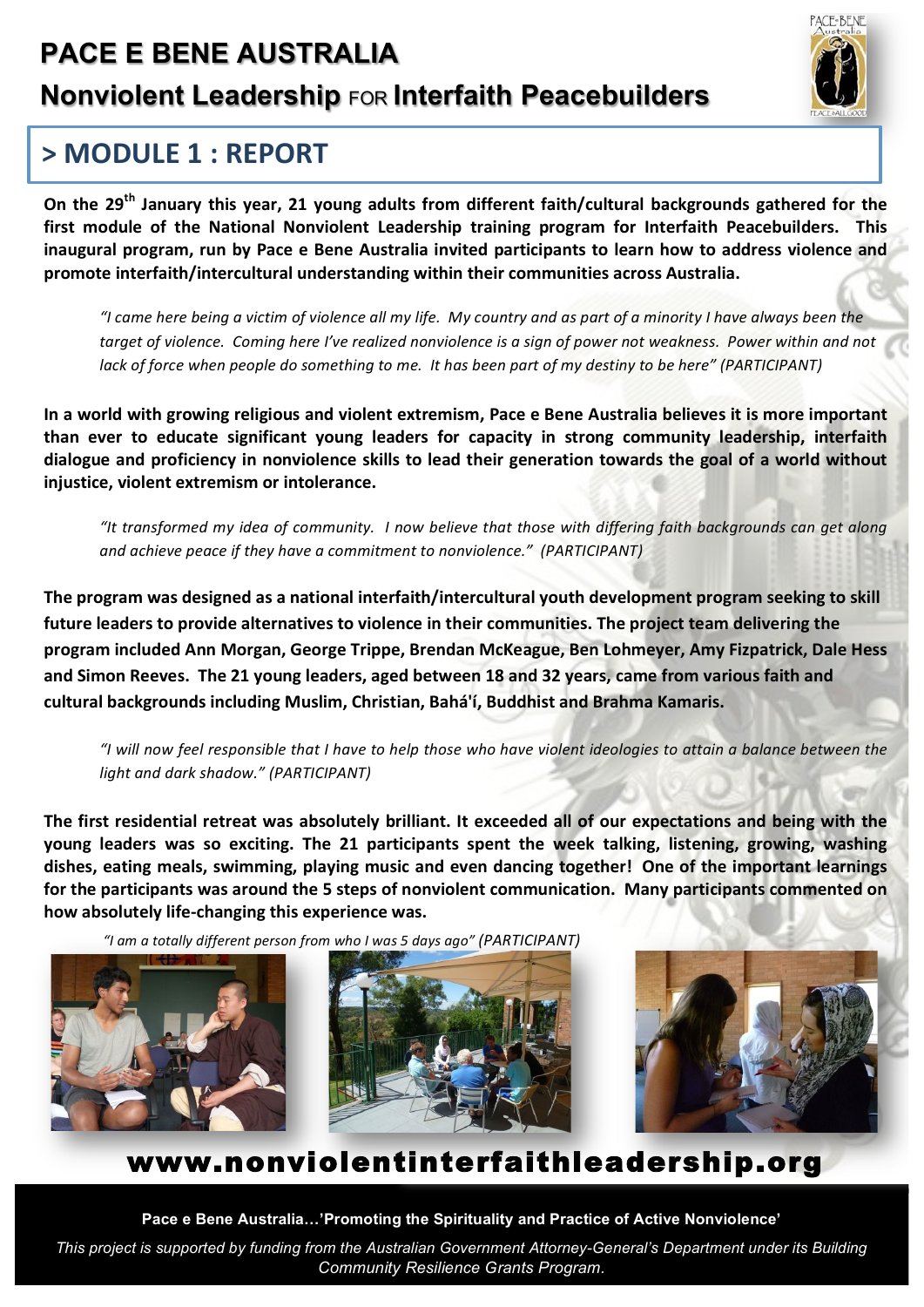# PACE E BENE AUSTRALIA

## Nonviolent Leadership FOR Interfaith Peacebuilders

## > MODULE 1 : REPORT

**On the 29th January this year, 21 young adults from different faith/cultural backgrounds gathered for the first module of the National Nonviolent Leadership training program for Interfaith Peacebuilders. This inaugural program, run by Pace e Bene Australia invited participants to learn how to address violence and promote interfaith/intercultural understanding within their communities across Australia.**

*"I came here being a victim of violence all my life. My country and as part of a minority I have always been the target of violence. Coming here I've realized nonviolence is a sign of power not weakness. Power within and not lack of force when people do something to me. It has been part of my destiny to be here" (PARTICIPANT)*

**In a world with growing religious and violent extremism, Pace e Bene Australia believes it is more important than ever to educate significant young leaders for capacity in strong community leadership, interfaith dialogue and proficiency in nonviolence skills to lead their generation towards the goal of a world without injustice, violent extremism or intolerance.**

*"It transformed my idea of community. I now believe that those with differing faith backgrounds can get along and achieve peace if they have a commitment to nonviolence." (PARTICIPANT)*

**The program was designed as a national interfaith/intercultural youth development program seeking to skill future leaders to provide alternatives to violence in their communities. The project team delivering the program included Ann Morgan, George Trippe, Brendan McKeague, Ben Lohmeyer, Amy Fizpatrick, Dale Hess and Simon Reeves. The 21 young leaders, aged between 18 and 32 years, came from various faith and cultural backgrounds including Muslim, Christian, Bahá'í, Buddhist and Brahma Kamaris.**

*"I will now feel responsible that I have to help those who have violent ideologies to attain a balance between the light and dark shadow." (PARTICIPANT)*

**The first residential retreat was absolutely brilliant. It exceeded all of our expectations and being with the young leaders was so exciting. The 21 participants spent the week talking, listening, growing, washing dishes, eating meals, swimming, playing music and even dancing together! One of the important learnings for the participants was around the 5 steps of nonviolent communication. Many participants commented on how absolutely life-changing this experience was.**

*"I am a totally different person from who I was 5 days ago" (PARTICIPANT)*

## www.nonviolentinterfaithleadership.org

**Pace e Bene Australia…'Promoting the Spirituality and Practice of Active Nonviolence'**

*This project is supported by funding from the Australian Government Attorney-General's Department under its Building Community Resilience Grants Program.*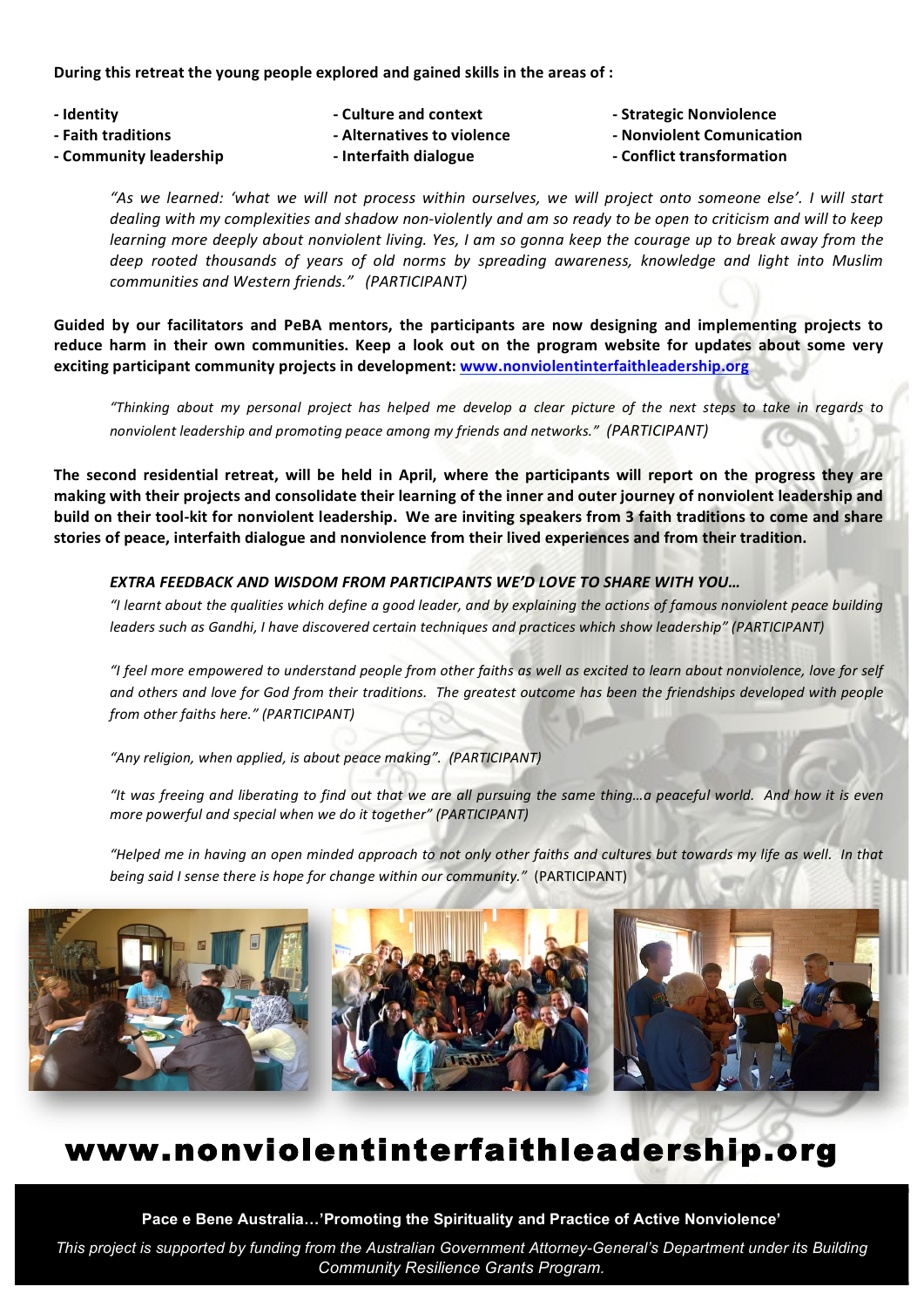**During this retreat the young people explored and gained skills in the areas of :**

- **Identity**
- **Faith traditions**
- **Community leadership**
- **Culture and context**
- **Alternatives to violence**
- **Interfaith dialogue**
- **Strategic Nonviolence**
- **Nonviolent Comunication**
- **Conflict transformation**

> *"As we learned: 'what we will not process within ourselves, we will project onto someone else'. I will start dealing with my complexities and shadow non-violently and am so ready to be open to criticism and will to keep learning more deeply about nonviolent living. Yes, I am so gonna keep the courage up to break away from the deep rooted thousands of years of old norms by spreading awareness, knowledge and light into Muslim communities and Western friends." (PARTICIPANT)*

**Guided by our facilitators and PeBA mentors, the participants are now designing and implementing projects to reduce harm in their own communities. Keep a look out on the program website for updates about some very exciting participant community projects in development: [www.nonviolentinterfaithleadership.org](http://www.nonviolentinterfaithleadership.org)**

> *"Thinking about my personal project has helped me develop a clear picture of the next steps to take in regards to nonviolent leadership and promoting peace among my friends and networks."* (PARTICIPANT)

**The second residential retreat, will be held in April, where the participants will report on the progress they are making with their projects and consolidate their learning of the inner and outer journey of nonviolent leadership and build on their tool-kit for nonviolent leadership. We are inviting speakers from 3 faith traditions to come and share stories of peace, interfaith dialogue and nonviolence from their lived experiences and from their tradition.**

***EXTRA FEEDBACK AND WISDOM FROM PARTICIPANTS WE'D LOVE TO SHARE WITH YOU…***

*"I learnt about the qualities which define a good leader, and by explaining the actions of famous nonviolent peace building leaders such as Gandhi, I have discovered certain techniques and practices which show leadership" (PARTICIPANT)*

*"I feel more empowered to understand people from other faiths as well as excited to learn about nonviolence, love for self and others and love for God from their traditions. The greatest outcome has been the friendships developed with people from other faiths here." (PARTICIPANT)*

*"Any religion, when applied, is about peace making". (PARTICIPANT)*

*"It was freeing and liberating to find out that we are all pursuing the same thing…a peaceful world. And how it is even more powerful and special when we do it together" (PARTICIPANT)*

*"Helped me in having an open minded approach to not only other faiths and cultures but towards my life as well. In that being said I sense there is hope for change within our community."* (PARTICIPANT)

# www.nonviolentinterfaithleadership.org

**Pace e Bene Australia…'Promoting the Spirituality and Practice of Active Nonviolence'**

*This project is supported by funding from the Australian Government Attorney-General's Department under its Building Community Resilience Grants Program.*